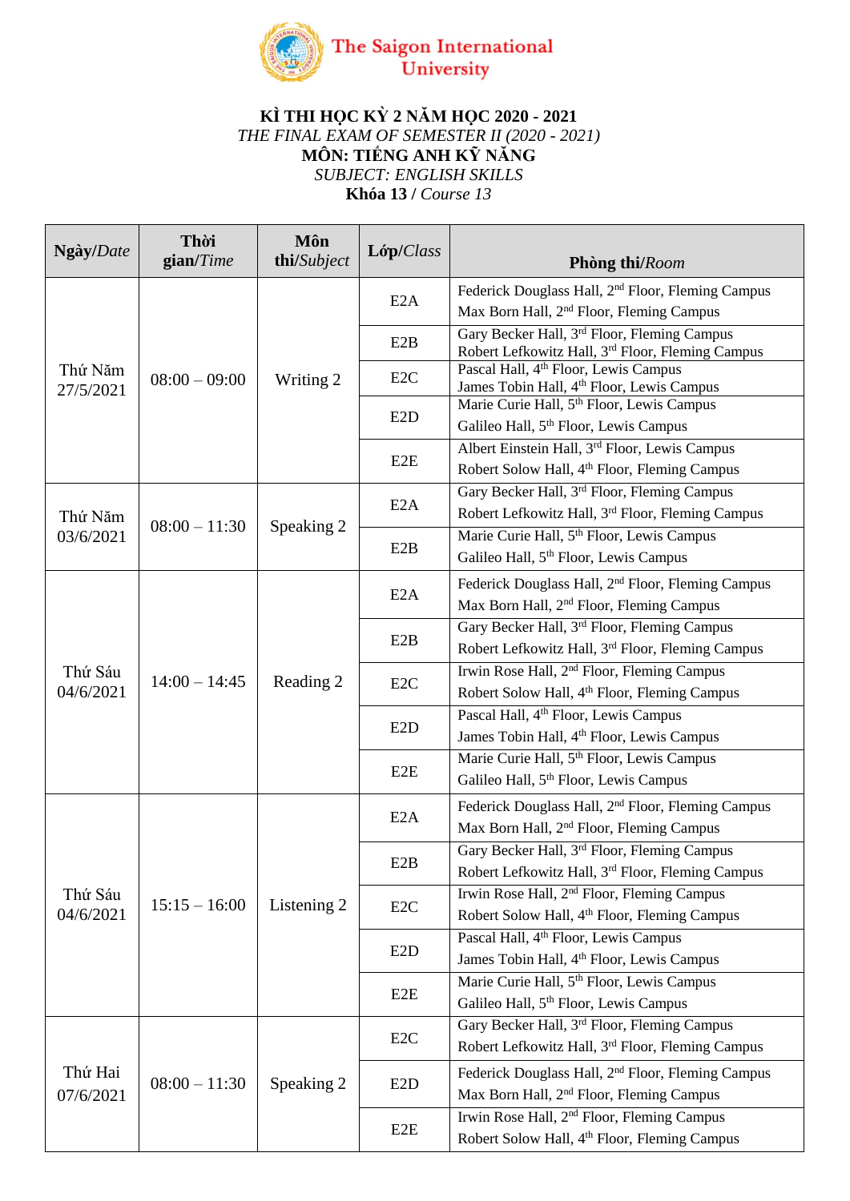The Saigon International University

**KÌ THI HỌC KỲ 2 NĂM HỌC 2020 - 2021**

*THE FINAL EXAM OF SEMESTER II (2020 - 2021)*

**MÔN: TIẾNG ANH KỸ NĂNG**

*SUBJECT: ENGLISH SKILLS*

**Khóa 13** / *Course 13*

| **Ngày**/*Date* | **Thời gian**/*Time* | **Môn thi**/*Subject* | **Lớp**/*Class* | **Phòng thi**/*Room* |
|---|---|---|---|---|
| Thứ Năm 27/5/2021 | 08:00 – 09:00 | Writing 2 | E2A | Federick Douglass Hall, 2nd Floor, Fleming Campus<br>Max Born Hall, 2nd Floor, Fleming Campus |
| | | | E2B | Gary Becker Hall, 3rd Floor, Fleming Campus<br>Robert Lefkowitz Hall, 3rd Floor, Fleming Campus |
| | | | E2C | Pascal Hall, 4th Floor, Lewis Campus<br>James Tobin Hall, 4th Floor, Lewis Campus |
| | | | E2D | Marie Curie Hall, 5th Floor, Lewis Campus<br>Galileo Hall, 5th Floor, Lewis Campus |
| | | | E2E | Albert Einstein Hall, 3rd Floor, Lewis Campus<br>Robert Solow Hall, 4th Floor, Fleming Campus |
| Thứ Năm 03/6/2021 | 08:00 – 11:30 | Speaking 2 | E2A | Gary Becker Hall, 3rd Floor, Fleming Campus<br>Robert Lefkowitz Hall, 3rd Floor, Fleming Campus |
| | | | E2B | Marie Curie Hall, 5th Floor, Lewis Campus<br>Galileo Hall, 5th Floor, Lewis Campus |
| Thứ Sáu 04/6/2021 | 14:00 – 14:45 | Reading 2 | E2A | Federick Douglass Hall, 2nd Floor, Fleming Campus<br>Max Born Hall, 2nd Floor, Fleming Campus |
| | | | E2B | Gary Becker Hall, 3rd Floor, Fleming Campus<br>Robert Lefkowitz Hall, 3rd Floor, Fleming Campus |
| | | | E2C | Irwin Rose Hall, 2nd Floor, Fleming Campus<br>Robert Solow Hall, 4th Floor, Fleming Campus |
| | | | E2D | Pascal Hall, 4th Floor, Lewis Campus<br>James Tobin Hall, 4th Floor, Lewis Campus |
| | | | E2E | Marie Curie Hall, 5th Floor, Lewis Campus<br>Galileo Hall, 5th Floor, Lewis Campus |
| Thứ Sáu 04/6/2021 | 15:15 – 16:00 | Listening 2 | E2A | Federick Douglass Hall, 2nd Floor, Fleming Campus<br>Max Born Hall, 2nd Floor, Fleming Campus |
| | | | E2B | Gary Becker Hall, 3rd Floor, Fleming Campus<br>Robert Lefkowitz Hall, 3rd Floor, Fleming Campus |
| | | | E2C | Irwin Rose Hall, 2nd Floor, Fleming Campus<br>Robert Solow Hall, 4th Floor, Fleming Campus |
| | | | E2D | Pascal Hall, 4th Floor, Lewis Campus<br>James Tobin Hall, 4th Floor, Lewis Campus |
| | | | E2E | Marie Curie Hall, 5th Floor, Lewis Campus<br>Galileo Hall, 5th Floor, Lewis Campus |
| Thứ Hai 07/6/2021 | 08:00 – 11:30 | Speaking 2 | E2C | Gary Becker Hall, 3rd Floor, Fleming Campus<br>Robert Lefkowitz Hall, 3rd Floor, Fleming Campus |
| | | | E2D | Federick Douglass Hall, 2nd Floor, Fleming Campus<br>Max Born Hall, 2nd Floor, Fleming Campus |
| | | | E2E | Irwin Rose Hall, 2nd Floor, Fleming Campus<br>Robert Solow Hall, 4th Floor, Fleming Campus |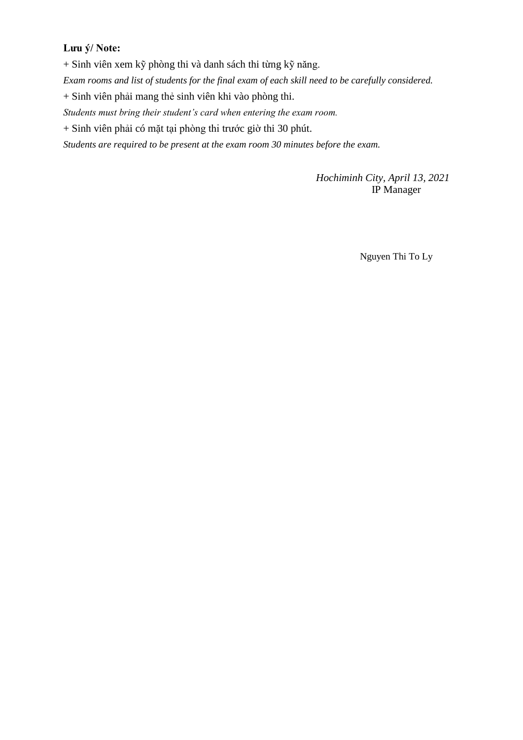**Lưu ý/ Note:**

+ Sinh viên xem kỹ phòng thi và danh sách thi từng kỹ năng.

*Exam rooms and list of students for the final exam of each skill need to be carefully considered.*

+ Sinh viên phải mang thẻ sinh viên khi vào phòng thi.

*Students must bring their student's card when entering the exam room.*

+ Sinh viên phải có mặt tại phòng thi trước giờ thi 30 phút.

*Students are required to be present at the exam room 30 minutes before the exam.*

*Hochiminh City, April 13, 2021*

IP Manager

Nguyen Thi To Ly